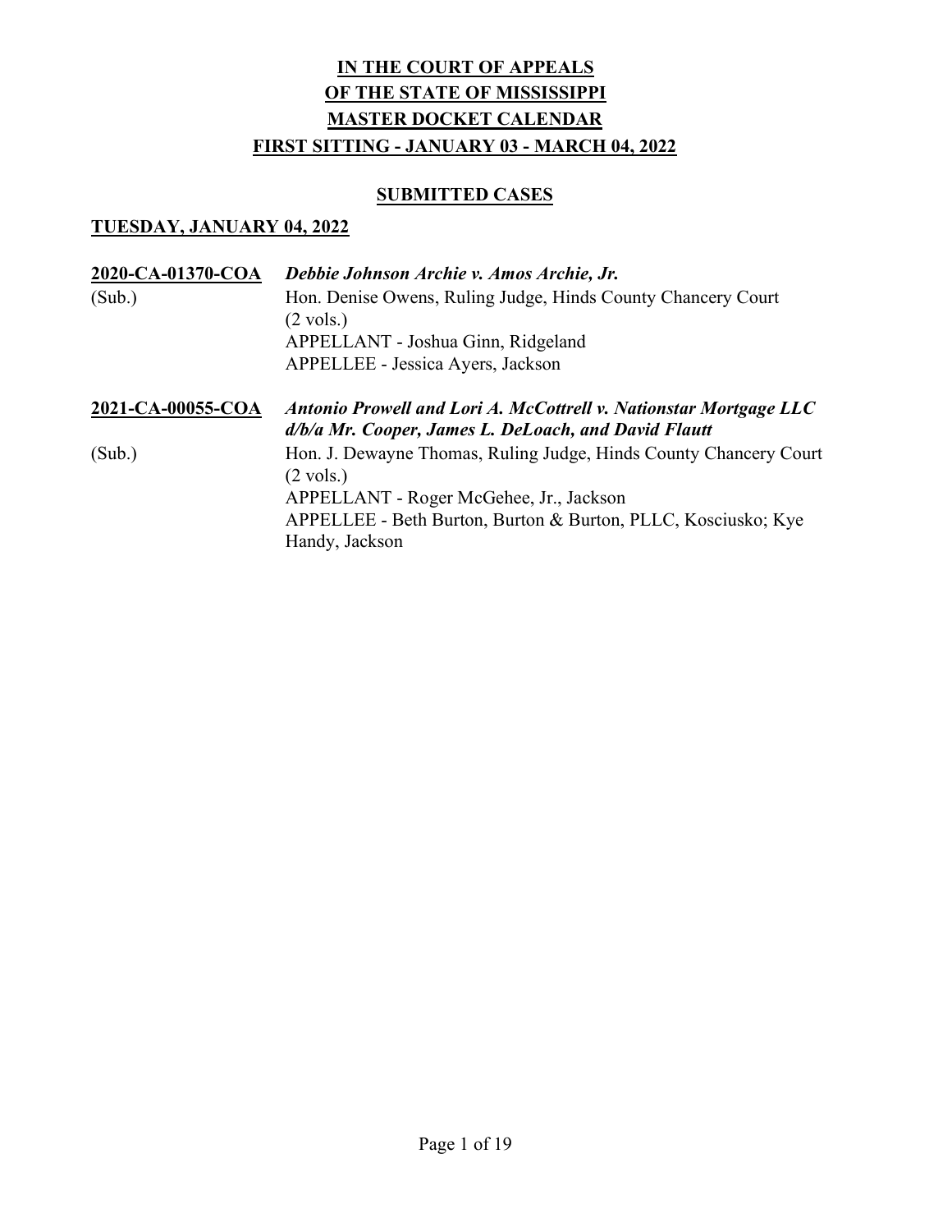# IN THE COURT OF APPEALS
# OF THE STATE OF MISSISSIPPI
# MASTER DOCKET CALENDAR
# FIRST SITTING - JANUARY 03 - MARCH 04, 2022

## SUBMITTED CASES

### TUESDAY, JANUARY 04, 2022

**2020-CA-01370-COA** ***Debbie Johnson Archie v. Amos Archie, Jr.***
(Sub.)
Hon. Denise Owens, Ruling Judge, Hinds County Chancery Court
(2 vols.)
APPELLANT - Joshua Ginn, Ridgeland
APPELLEE - Jessica Ayers, Jackson

**2021-CA-00055-COA** ***Antonio Prowell and Lori A. McCottrell v. Nationstar Mortgage LLC d/b/a Mr. Cooper, James L. DeLoach, and David Flautt***
(Sub.)
Hon. J. Dewayne Thomas, Ruling Judge, Hinds County Chancery Court
(2 vols.)
APPELLANT - Roger McGehee, Jr., Jackson
APPELLEE - Beth Burton, Burton & Burton, PLLC, Kosciusko; Kye Handy, Jackson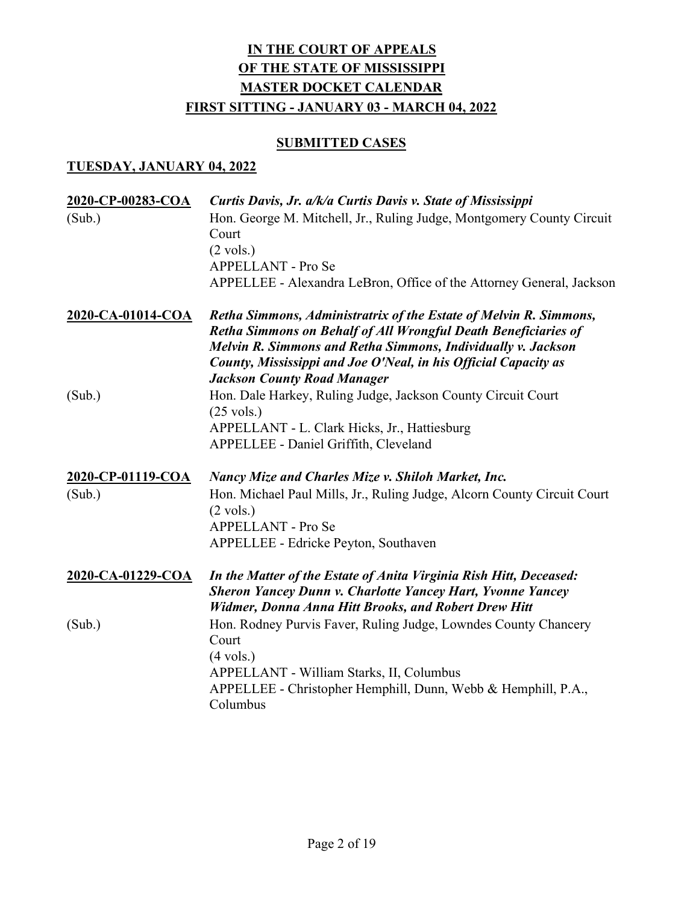**IN THE COURT OF APPEALS**
**OF THE STATE OF MISSISSIPPI**
**MASTER DOCKET CALENDAR**
**FIRST SITTING - JANUARY 03 - MARCH 04, 2022**

**SUBMITTED CASES**

**TUESDAY, JANUARY 04, 2022**

**2020-CP-00283-COA** *Curtis Davis, Jr. a/k/a Curtis Davis v. State of Mississippi*
(Sub.)
Hon. George M. Mitchell, Jr., Ruling Judge, Montgomery County Circuit Court
(2 vols.)
APPELLANT - Pro Se
APPELLEE - Alexandra LeBron, Office of the Attorney General, Jackson

**2020-CA-01014-COA** *Retha Simmons, Administratrix of the Estate of Melvin R. Simmons, Retha Simmons on Behalf of All Wrongful Death Beneficiaries of Melvin R. Simmons and Retha Simmons, Individually v. Jackson County, Mississippi and Joe O'Neal, in his Official Capacity as Jackson County Road Manager*
(Sub.)
Hon. Dale Harkey, Ruling Judge, Jackson County Circuit Court
(25 vols.)
APPELLANT - L. Clark Hicks, Jr., Hattiesburg
APPELLEE - Daniel Griffith, Cleveland

**2020-CP-01119-COA** *Nancy Mize and Charles Mize v. Shiloh Market, Inc.*
(Sub.)
Hon. Michael Paul Mills, Jr., Ruling Judge, Alcorn County Circuit Court
(2 vols.)
APPELLANT - Pro Se
APPELLEE - Edricke Peyton, Southaven

**2020-CA-01229-COA** *In the Matter of the Estate of Anita Virginia Rish Hitt, Deceased: Sheron Yancey Dunn v. Charlotte Yancey Hart, Yvonne Yancey Widmer, Donna Anna Hitt Brooks, and Robert Drew Hitt*
(Sub.)
Hon. Rodney Purvis Faver, Ruling Judge, Lowndes County Chancery Court
(4 vols.)
APPELLANT - William Starks, II, Columbus
APPELLEE - Christopher Hemphill, Dunn, Webb & Hemphill, P.A., Columbus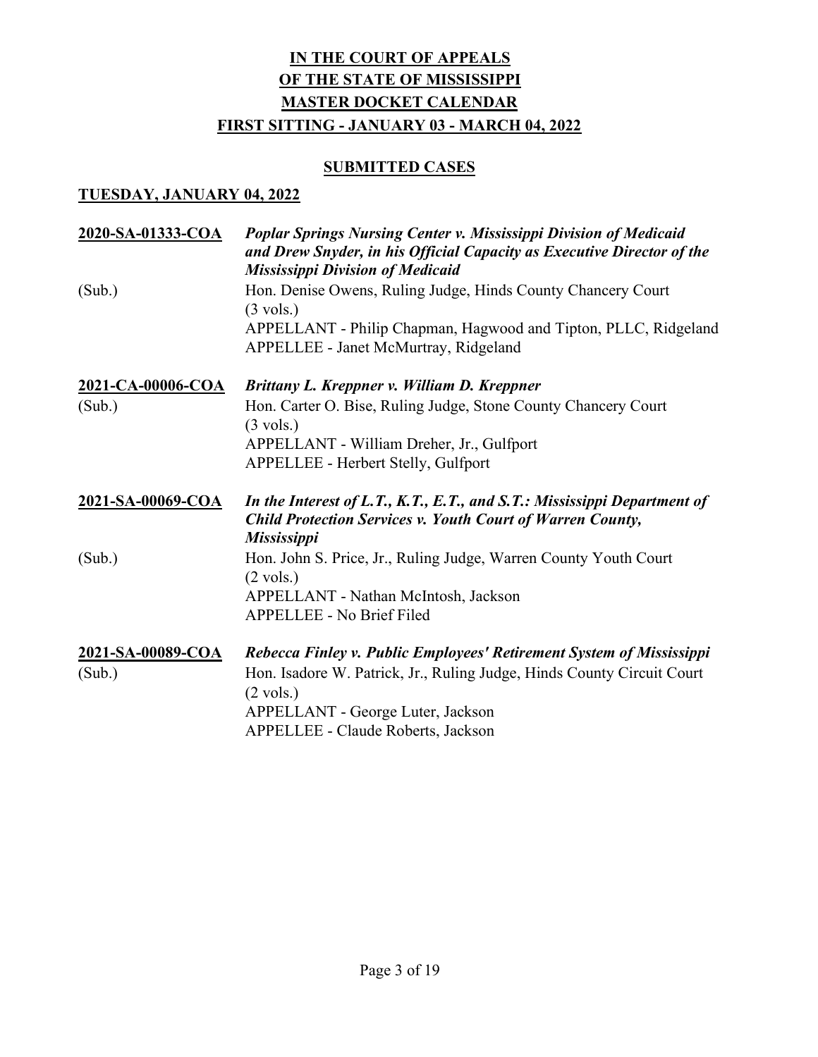# IN THE COURT OF APPEALS OF THE STATE OF MISSISSIPPI MASTER DOCKET CALENDAR FIRST SITTING - JANUARY 03 - MARCH 04, 2022

## SUBMITTED CASES

### TUESDAY, JANUARY 04, 2022

**2020-SA-01333-COA** — ***Poplar Springs Nursing Center v. Mississippi Division of Medicaid and Drew Snyder, in his Official Capacity as Executive Director of the Mississippi Division of Medicaid***

(Sub.)
Hon. Denise Owens, Ruling Judge, Hinds County Chancery Court
(3 vols.)
APPELLANT - Philip Chapman, Hagwood and Tipton, PLLC, Ridgeland
APPELLEE - Janet McMurtray, Ridgeland

**2021-CA-00006-COA** — ***Brittany L. Kreppner v. William D. Kreppner***

(Sub.)
Hon. Carter O. Bise, Ruling Judge, Stone County Chancery Court
(3 vols.)
APPELLANT - William Dreher, Jr., Gulfport
APPELLEE - Herbert Stelly, Gulfport

**2021-SA-00069-COA** — ***In the Interest of L.T., K.T., E.T., and S.T.: Mississippi Department of Child Protection Services v. Youth Court of Warren County, Mississippi***

(Sub.)
Hon. John S. Price, Jr., Ruling Judge, Warren County Youth Court
(2 vols.)
APPELLANT - Nathan McIntosh, Jackson
APPELLEE - No Brief Filed

**2021-SA-00089-COA** — ***Rebecca Finley v. Public Employees' Retirement System of Mississippi***

(Sub.)
Hon. Isadore W. Patrick, Jr., Ruling Judge, Hinds County Circuit Court
(2 vols.)
APPELLANT - George Luter, Jackson
APPELLEE - Claude Roberts, Jackson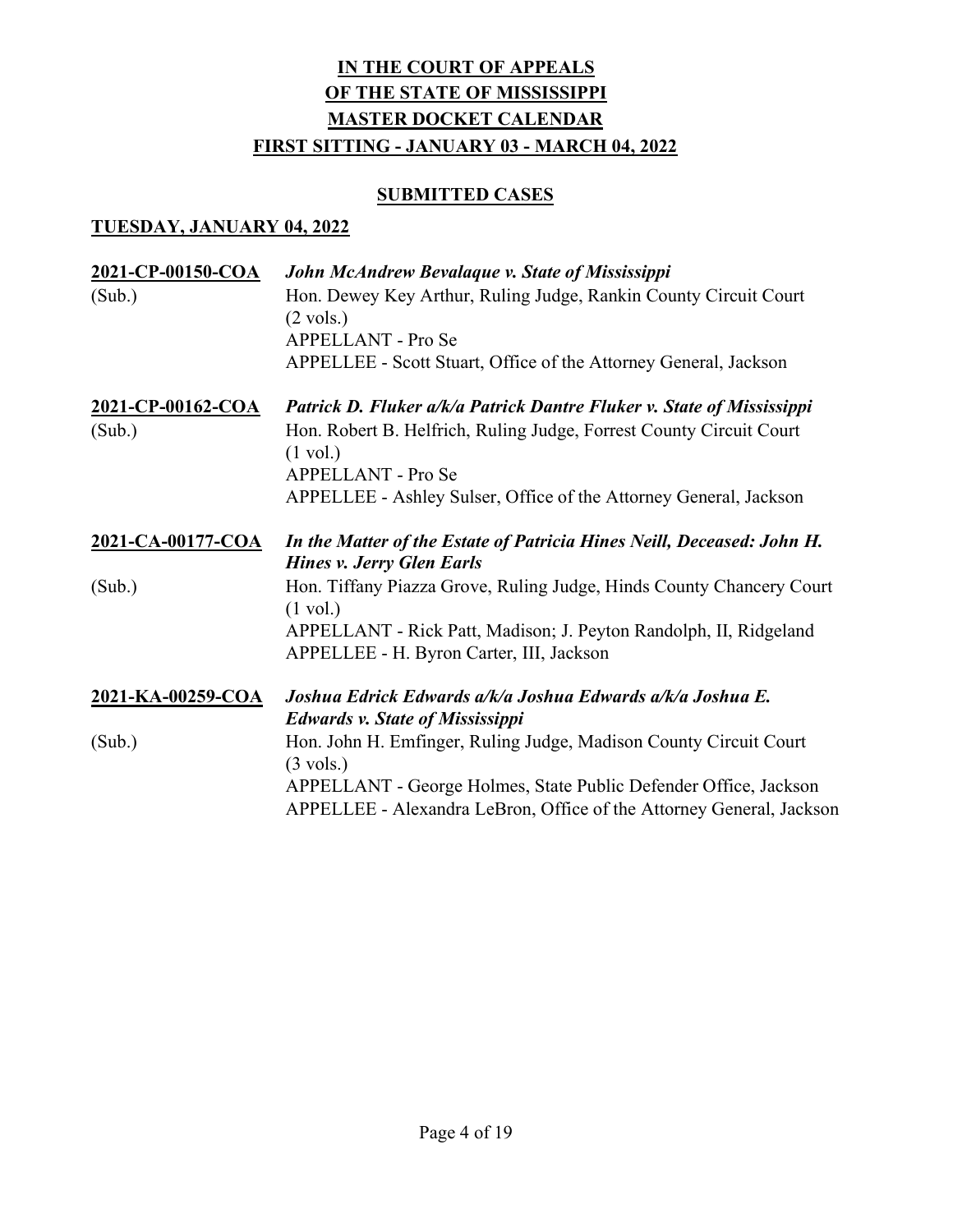# IN THE COURT OF APPEALS
# OF THE STATE OF MISSISSIPPI
# MASTER DOCKET CALENDAR
# FIRST SITTING - JANUARY 03 - MARCH 04, 2022

## SUBMITTED CASES

### TUESDAY, JANUARY 04, 2022

**2021-CP-00150-COA** (Sub.)
***John McAndrew Bevalaque v. State of Mississippi***
Hon. Dewey Key Arthur, Ruling Judge, Rankin County Circuit Court (2 vols.)
APPELLANT - Pro Se
APPELLEE - Scott Stuart, Office of the Attorney General, Jackson

**2021-CP-00162-COA** (Sub.)
***Patrick D. Fluker a/k/a Patrick Dantre Fluker v. State of Mississippi***
Hon. Robert B. Helfrich, Ruling Judge, Forrest County Circuit Court (1 vol.)
APPELLANT - Pro Se
APPELLEE - Ashley Sulser, Office of the Attorney General, Jackson

**2021-CA-00177-COA** (Sub.)
***In the Matter of the Estate of Patricia Hines Neill, Deceased: John H. Hines v. Jerry Glen Earls***
Hon. Tiffany Piazza Grove, Ruling Judge, Hinds County Chancery Court (1 vol.)
APPELLANT - Rick Patt, Madison; J. Peyton Randolph, II, Ridgeland
APPELLEE - H. Byron Carter, III, Jackson

**2021-KA-00259-COA** (Sub.)
***Joshua Edrick Edwards a/k/a Joshua Edwards a/k/a Joshua E. Edwards v. State of Mississippi***
Hon. John H. Emfinger, Ruling Judge, Madison County Circuit Court (3 vols.)
APPELLANT - George Holmes, State Public Defender Office, Jackson
APPELLEE - Alexandra LeBron, Office of the Attorney General, Jackson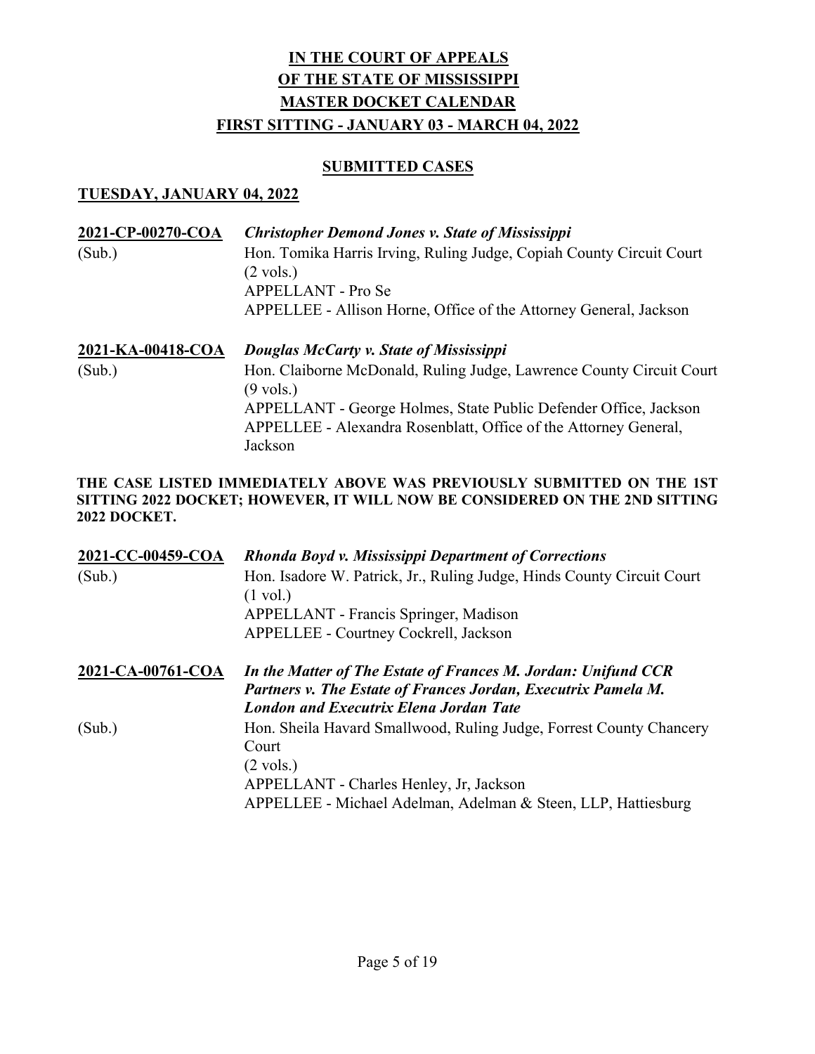# IN THE COURT OF APPEALS
# OF THE STATE OF MISSISSIPPI
# MASTER DOCKET CALENDAR
# FIRST SITTING - JANUARY 03 - MARCH 04, 2022

## SUBMITTED CASES

### TUESDAY, JANUARY 04, 2022

**2021-CP-00270-COA** ***Christopher Demond Jones v. State of Mississippi***
(Sub.)
Hon. Tomika Harris Irving, Ruling Judge, Copiah County Circuit Court
(2 vols.)
APPELLANT - Pro Se
APPELLEE - Allison Horne, Office of the Attorney General, Jackson

**2021-KA-00418-COA** ***Douglas McCarty v. State of Mississippi***
(Sub.)
Hon. Claiborne McDonald, Ruling Judge, Lawrence County Circuit Court
(9 vols.)
APPELLANT - George Holmes, State Public Defender Office, Jackson
APPELLEE - Alexandra Rosenblatt, Office of the Attorney General, Jackson

**THE CASE LISTED IMMEDIATELY ABOVE WAS PREVIOUSLY SUBMITTED ON THE 1ST SITTING 2022 DOCKET; HOWEVER, IT WILL NOW BE CONSIDERED ON THE 2ND SITTING 2022 DOCKET.**

**2021-CC-00459-COA** ***Rhonda Boyd v. Mississippi Department of Corrections***
(Sub.)
Hon. Isadore W. Patrick, Jr., Ruling Judge, Hinds County Circuit Court
(1 vol.)
APPELLANT - Francis Springer, Madison
APPELLEE - Courtney Cockrell, Jackson

**2021-CA-00761-COA** ***In the Matter of The Estate of Frances M. Jordan: Unifund CCR Partners v. The Estate of Frances Jordan, Executrix Pamela M. London and Executrix Elena Jordan Tate***
(Sub.)
Hon. Sheila Havard Smallwood, Ruling Judge, Forrest County Chancery Court
(2 vols.)
APPELLANT - Charles Henley, Jr, Jackson
APPELLEE - Michael Adelman, Adelman & Steen, LLP, Hattiesburg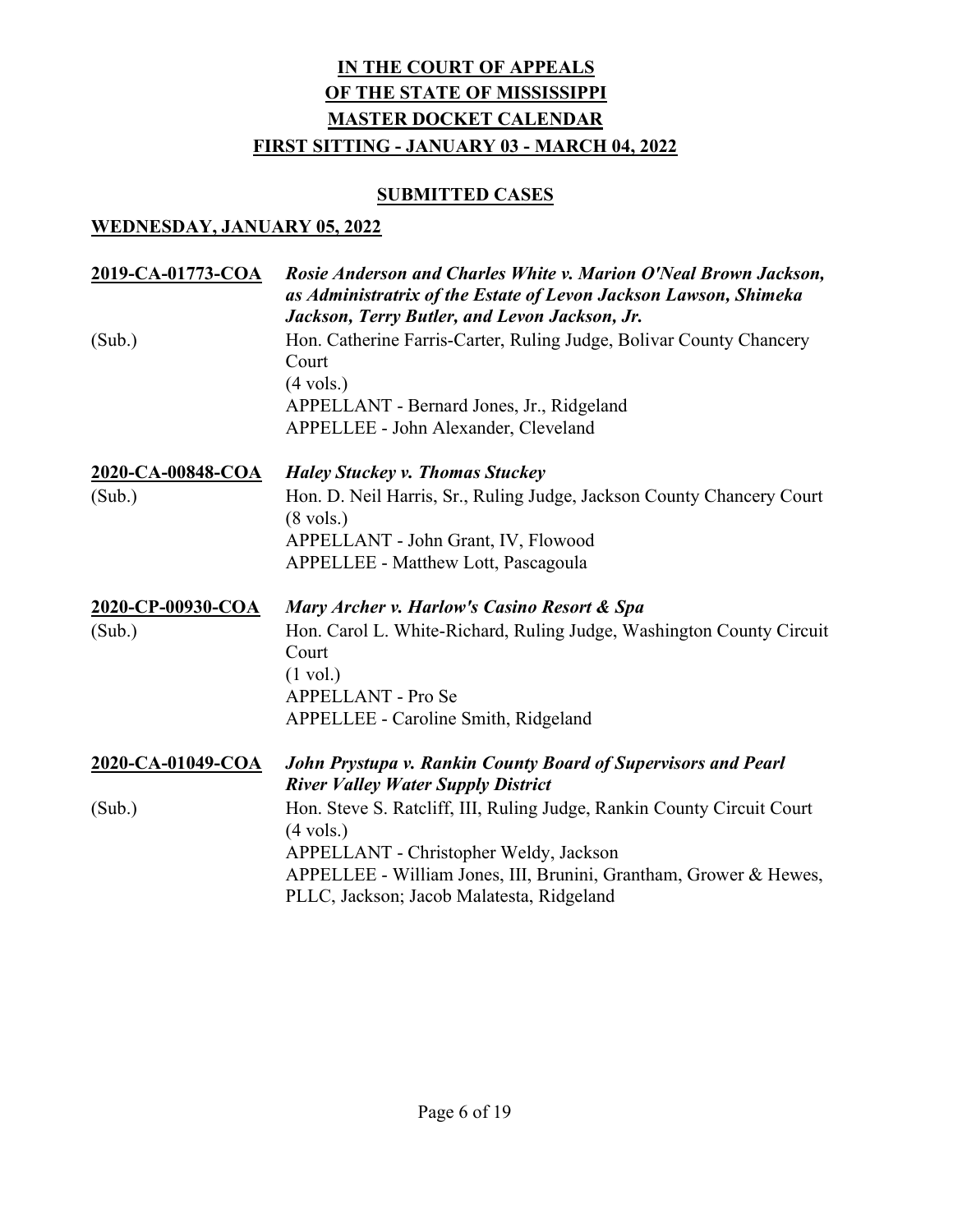# IN THE COURT OF APPEALS OF THE STATE OF MISSISSIPPI MASTER DOCKET CALENDAR

## FIRST SITTING - JANUARY 03 - MARCH 04, 2022

## SUBMITTED CASES

### WEDNESDAY, JANUARY 05, 2022

**2019-CA-01773-COA** — ***Rosie Anderson and Charles White v. Marion O'Neal Brown Jackson, as Administratrix of the Estate of Levon Jackson Lawson, Shimeka Jackson, Terry Butler, and Levon Jackson, Jr.***

(Sub.)
Hon. Catherine Farris-Carter, Ruling Judge, Bolivar County Chancery Court
(4 vols.)
APPELLANT - Bernard Jones, Jr., Ridgeland
APPELLEE - John Alexander, Cleveland

**2020-CA-00848-COA** — ***Haley Stuckey v. Thomas Stuckey***

(Sub.)
Hon. D. Neil Harris, Sr., Ruling Judge, Jackson County Chancery Court
(8 vols.)
APPELLANT - John Grant, IV, Flowood
APPELLEE - Matthew Lott, Pascagoula

**2020-CP-00930-COA** — ***Mary Archer v. Harlow's Casino Resort & Spa***

(Sub.)
Hon. Carol L. White-Richard, Ruling Judge, Washington County Circuit Court
(1 vol.)
APPELLANT - Pro Se
APPELLEE - Caroline Smith, Ridgeland

**2020-CA-01049-COA** — ***John Prystupa v. Rankin County Board of Supervisors and Pearl River Valley Water Supply District***

(Sub.)
Hon. Steve S. Ratcliff, III, Ruling Judge, Rankin County Circuit Court
(4 vols.)
APPELLANT - Christopher Weldy, Jackson
APPELLEE - William Jones, III, Brunini, Grantham, Grower & Hewes, PLLC, Jackson; Jacob Malatesta, Ridgeland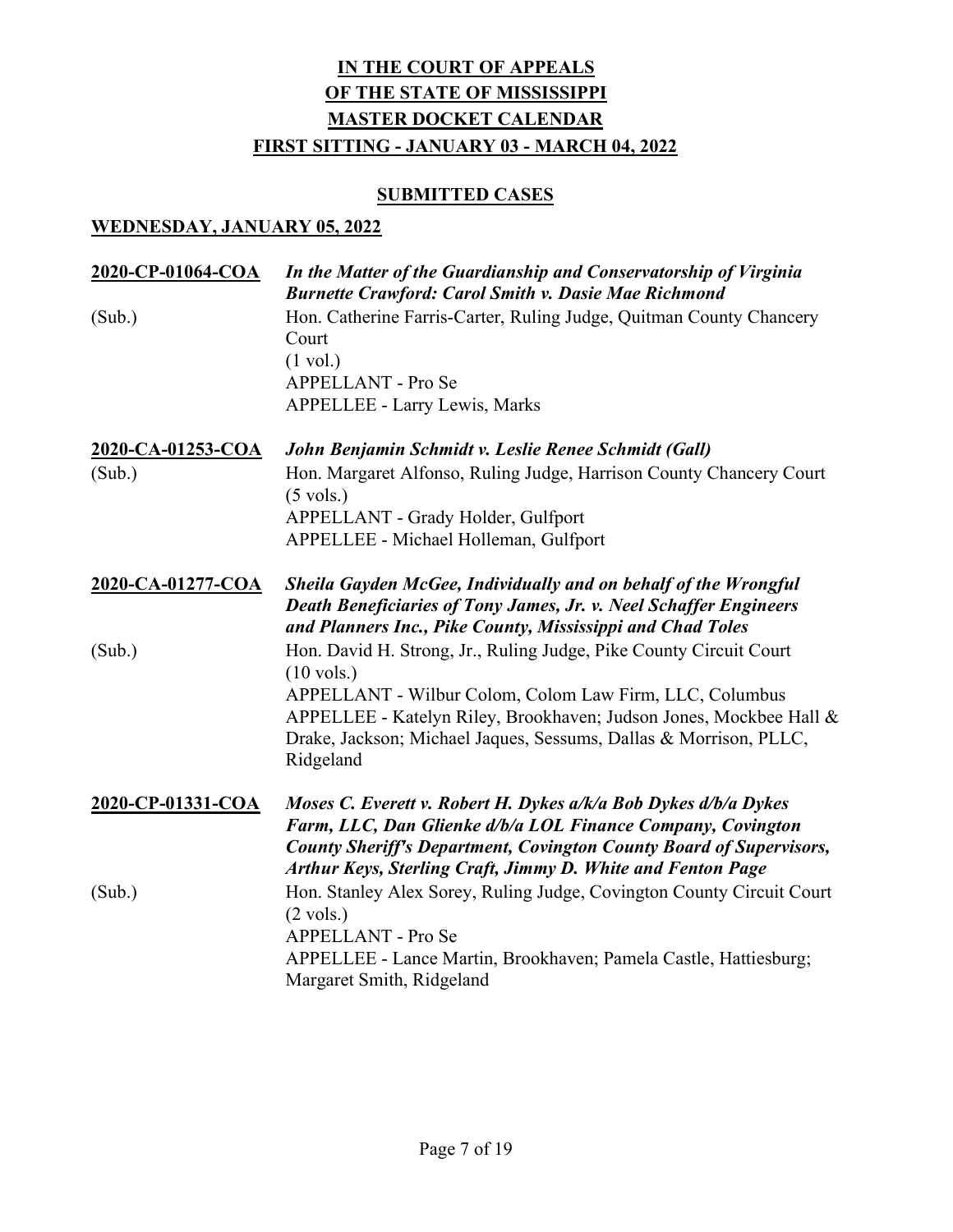# IN THE COURT OF APPEALS
# OF THE STATE OF MISSISSIPPI
# MASTER DOCKET CALENDAR
# FIRST SITTING - JANUARY 03 - MARCH 04, 2022

## SUBMITTED CASES

## WEDNESDAY, JANUARY 05, 2022

**2020-CP-01064-COA** — ***In the Matter of the Guardianship and Conservatorship of Virginia Burnette Crawford: Carol Smith v. Dasie Mae Richmond***

(Sub.)
Hon. Catherine Farris-Carter, Ruling Judge, Quitman County Chancery Court
(1 vol.)
APPELLANT - Pro Se
APPELLEE - Larry Lewis, Marks

**2020-CA-01253-COA** — ***John Benjamin Schmidt v. Leslie Renee Schmidt (Gall)***

(Sub.)
Hon. Margaret Alfonso, Ruling Judge, Harrison County Chancery Court
(5 vols.)
APPELLANT - Grady Holder, Gulfport
APPELLEE - Michael Holleman, Gulfport

**2020-CA-01277-COA** — ***Sheila Gayden McGee, Individually and on behalf of the Wrongful Death Beneficiaries of Tony James, Jr. v. Neel Schaffer Engineers and Planners Inc., Pike County, Mississippi and Chad Toles***

(Sub.)
Hon. David H. Strong, Jr., Ruling Judge, Pike County Circuit Court
(10 vols.)
APPELLANT - Wilbur Colom, Colom Law Firm, LLC, Columbus
APPELLEE - Katelyn Riley, Brookhaven; Judson Jones, Mockbee Hall & Drake, Jackson; Michael Jaques, Sessums, Dallas & Morrison, PLLC, Ridgeland

**2020-CP-01331-COA** — ***Moses C. Everett v. Robert H. Dykes a/k/a Bob Dykes d/b/a Dykes Farm, LLC, Dan Glienke d/b/a LOL Finance Company, Covington County Sheriff's Department, Covington County Board of Supervisors, Arthur Keys, Sterling Craft, Jimmy D. White and Fenton Page***

(Sub.)
Hon. Stanley Alex Sorey, Ruling Judge, Covington County Circuit Court
(2 vols.)
APPELLANT - Pro Se
APPELLEE - Lance Martin, Brookhaven; Pamela Castle, Hattiesburg; Margaret Smith, Ridgeland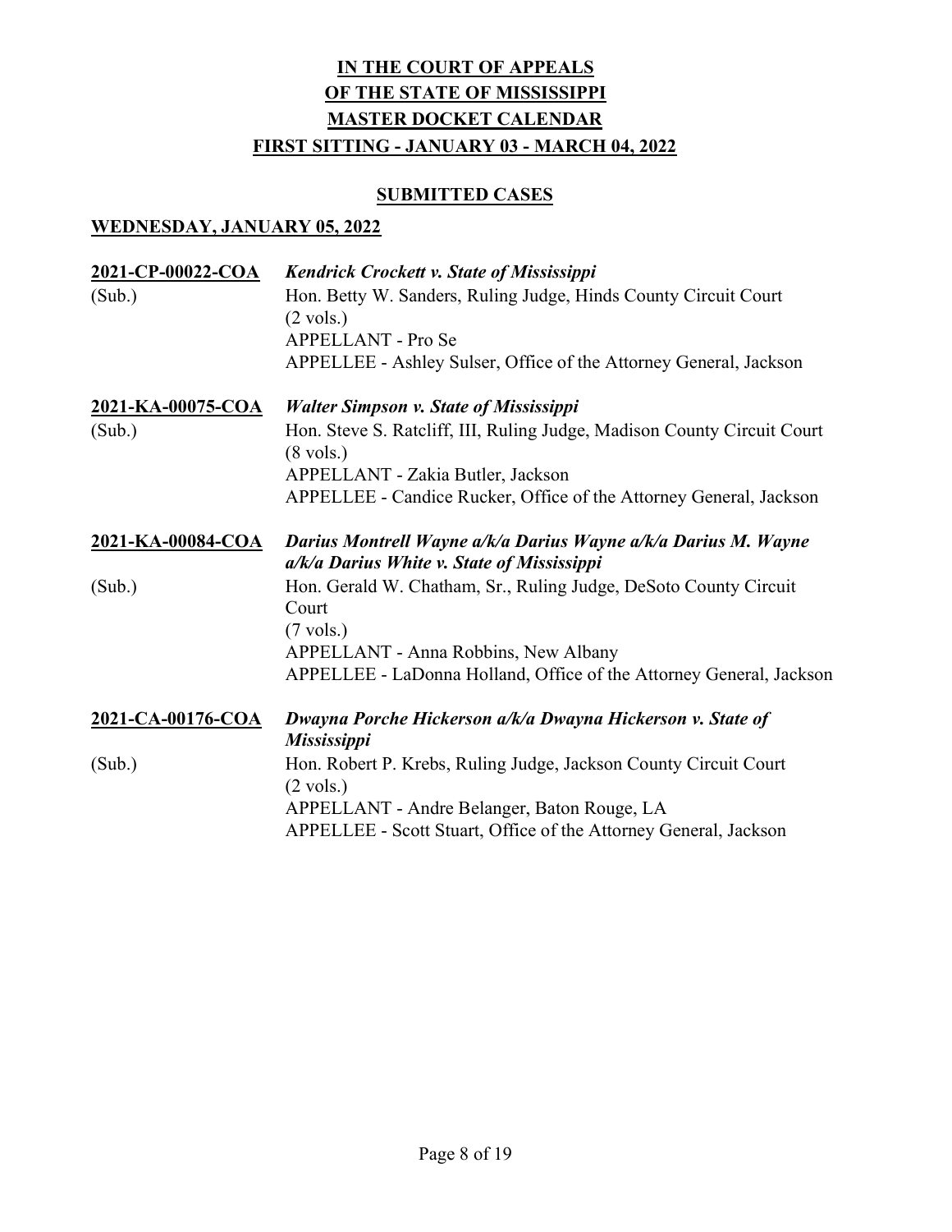# IN THE COURT OF APPEALS
# OF THE STATE OF MISSISSIPPI
# MASTER DOCKET CALENDAR
# FIRST SITTING - JANUARY 03 - MARCH 04, 2022

## SUBMITTED CASES

### WEDNESDAY, JANUARY 05, 2022

**2021-CP-00022-COA** ***Kendrick Crockett v. State of Mississippi***
(Sub.)
Hon. Betty W. Sanders, Ruling Judge, Hinds County Circuit Court
(2 vols.)
APPELLANT - Pro Se
APPELLEE - Ashley Sulser, Office of the Attorney General, Jackson

**2021-KA-00075-COA** ***Walter Simpson v. State of Mississippi***
(Sub.)
Hon. Steve S. Ratcliff, III, Ruling Judge, Madison County Circuit Court
(8 vols.)
APPELLANT - Zakia Butler, Jackson
APPELLEE - Candice Rucker, Office of the Attorney General, Jackson

**2021-KA-00084-COA** ***Darius Montrell Wayne a/k/a Darius Wayne a/k/a Darius M. Wayne a/k/a Darius White v. State of Mississippi***
(Sub.)
Hon. Gerald W. Chatham, Sr., Ruling Judge, DeSoto County Circuit Court
(7 vols.)
APPELLANT - Anna Robbins, New Albany
APPELLEE - LaDonna Holland, Office of the Attorney General, Jackson

**2021-CA-00176-COA** ***Dwayna Porche Hickerson a/k/a Dwayna Hickerson v. State of Mississippi***
(Sub.)
Hon. Robert P. Krebs, Ruling Judge, Jackson County Circuit Court
(2 vols.)
APPELLANT - Andre Belanger, Baton Rouge, LA
APPELLEE - Scott Stuart, Office of the Attorney General, Jackson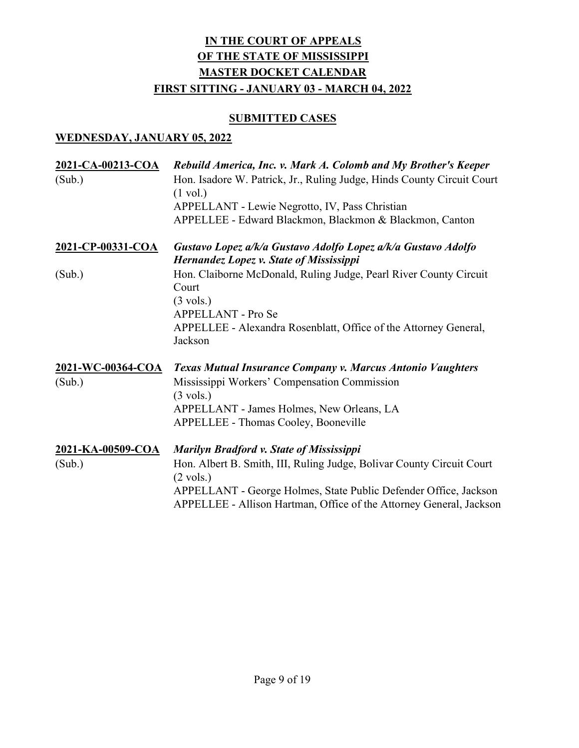**IN THE COURT OF APPEALS**
**OF THE STATE OF MISSISSIPPI**
**MASTER DOCKET CALENDAR**
**FIRST SITTING - JANUARY 03 - MARCH 04, 2022**

**SUBMITTED CASES**

**WEDNESDAY, JANUARY 05, 2022**

**2021-CA-00213-COA** — ***Rebuild America, Inc. v. Mark A. Colomb and My Brother's Keeper***
(Sub.)
Hon. Isadore W. Patrick, Jr., Ruling Judge, Hinds County Circuit Court
(1 vol.)
APPELLANT - Lewie Negrotto, IV, Pass Christian
APPELLEE - Edward Blackmon, Blackmon & Blackmon, Canton

**2021-CP-00331-COA** — ***Gustavo Lopez a/k/a Gustavo Adolfo Lopez a/k/a Gustavo Adolfo Hernandez Lopez v. State of Mississippi***
(Sub.)
Hon. Claiborne McDonald, Ruling Judge, Pearl River County Circuit Court
(3 vols.)
APPELLANT - Pro Se
APPELLEE - Alexandra Rosenblatt, Office of the Attorney General, Jackson

**2021-WC-00364-COA** — ***Texas Mutual Insurance Company v. Marcus Antonio Vaughters***
(Sub.)
Mississippi Workers' Compensation Commission
(3 vols.)
APPELLANT - James Holmes, New Orleans, LA
APPELLEE - Thomas Cooley, Booneville

**2021-KA-00509-COA** — ***Marilyn Bradford v. State of Mississippi***
(Sub.)
Hon. Albert B. Smith, III, Ruling Judge, Bolivar County Circuit Court
(2 vols.)
APPELLANT - George Holmes, State Public Defender Office, Jackson
APPELLEE - Allison Hartman, Office of the Attorney General, Jackson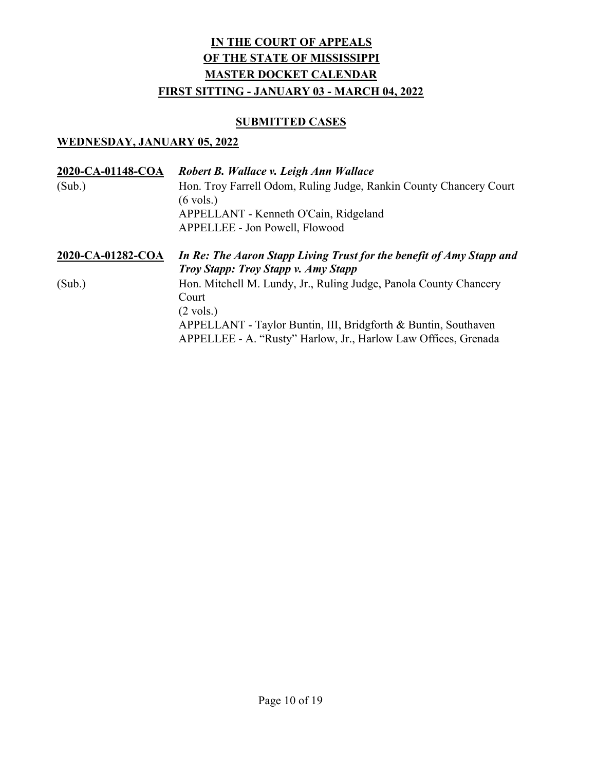# IN THE COURT OF APPEALS
# OF THE STATE OF MISSISSIPPI
# MASTER DOCKET CALENDAR
# FIRST SITTING - JANUARY 03 - MARCH 04, 2022

## SUBMITTED CASES

### WEDNESDAY, JANUARY 05, 2022

**2020-CA-01148-COA** ***Robert B. Wallace v. Leigh Ann Wallace***
(Sub.)
Hon. Troy Farrell Odom, Ruling Judge, Rankin County Chancery Court
(6 vols.)
APPELLANT - Kenneth O'Cain, Ridgeland
APPELLEE - Jon Powell, Flowood

**2020-CA-01282-COA** ***In Re: The Aaron Stapp Living Trust for the benefit of Amy Stapp and Troy Stapp: Troy Stapp v. Amy Stapp***
(Sub.)
Hon. Mitchell M. Lundy, Jr., Ruling Judge, Panola County Chancery Court
(2 vols.)
APPELLANT - Taylor Buntin, III, Bridgforth & Buntin, Southaven
APPELLEE - A. "Rusty" Harlow, Jr., Harlow Law Offices, Grenada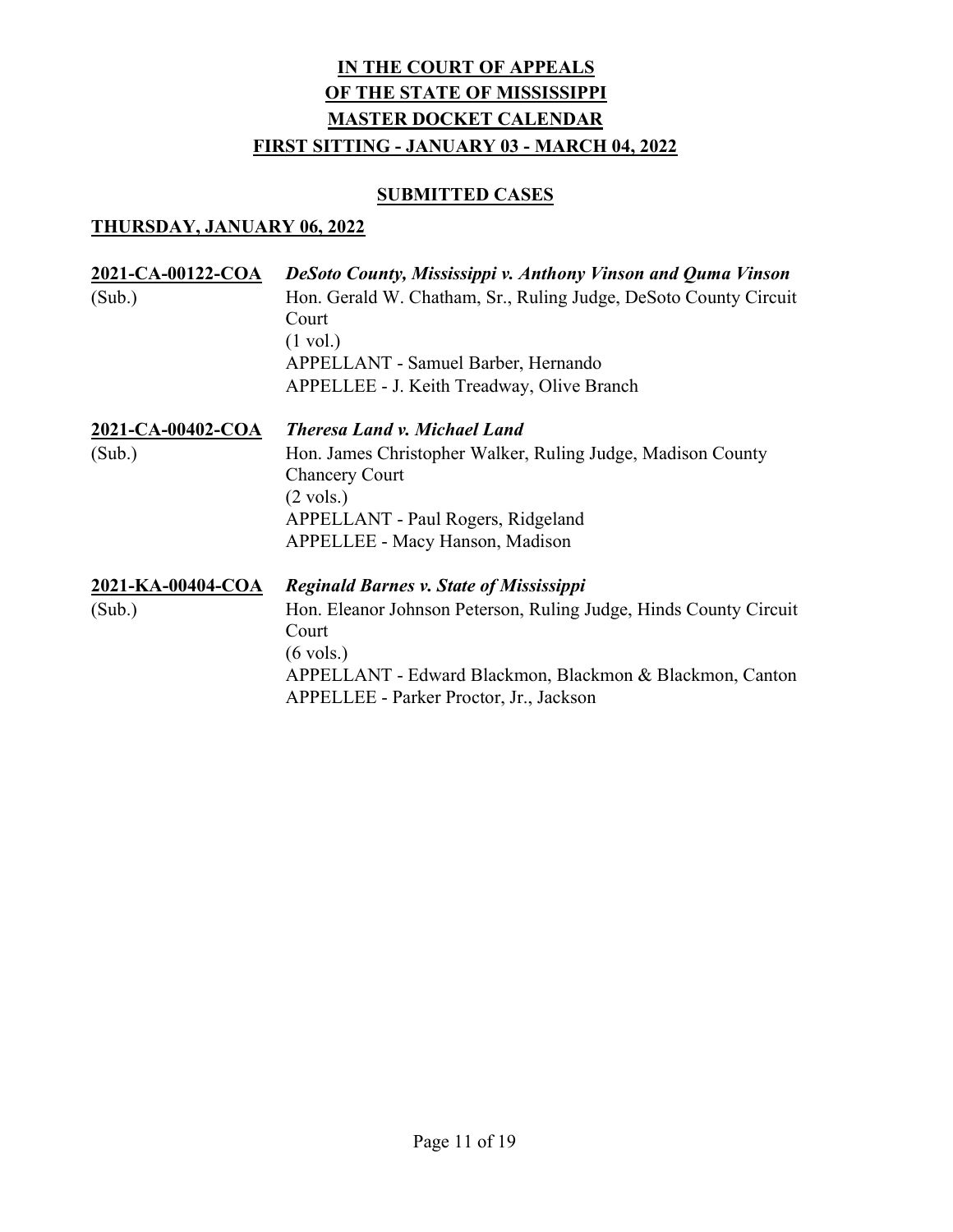# IN THE COURT OF APPEALS
# OF THE STATE OF MISSISSIPPI
# MASTER DOCKET CALENDAR
# FIRST SITTING - JANUARY 03 - MARCH 04, 2022

## SUBMITTED CASES

### THURSDAY, JANUARY 06, 2022

**2021-CA-00122-COA** *DeSoto County, Mississippi v. Anthony Vinson and Quma Vinson*
(Sub.)
Hon. Gerald W. Chatham, Sr., Ruling Judge, DeSoto County Circuit Court
(1 vol.)
APPELLANT - Samuel Barber, Hernando
APPELLEE - J. Keith Treadway, Olive Branch

**2021-CA-00402-COA** *Theresa Land v. Michael Land*
(Sub.)
Hon. James Christopher Walker, Ruling Judge, Madison County Chancery Court
(2 vols.)
APPELLANT - Paul Rogers, Ridgeland
APPELLEE - Macy Hanson, Madison

**2021-KA-00404-COA** *Reginald Barnes v. State of Mississippi*
(Sub.)
Hon. Eleanor Johnson Peterson, Ruling Judge, Hinds County Circuit Court
(6 vols.)
APPELLANT - Edward Blackmon, Blackmon & Blackmon, Canton
APPELLEE - Parker Proctor, Jr., Jackson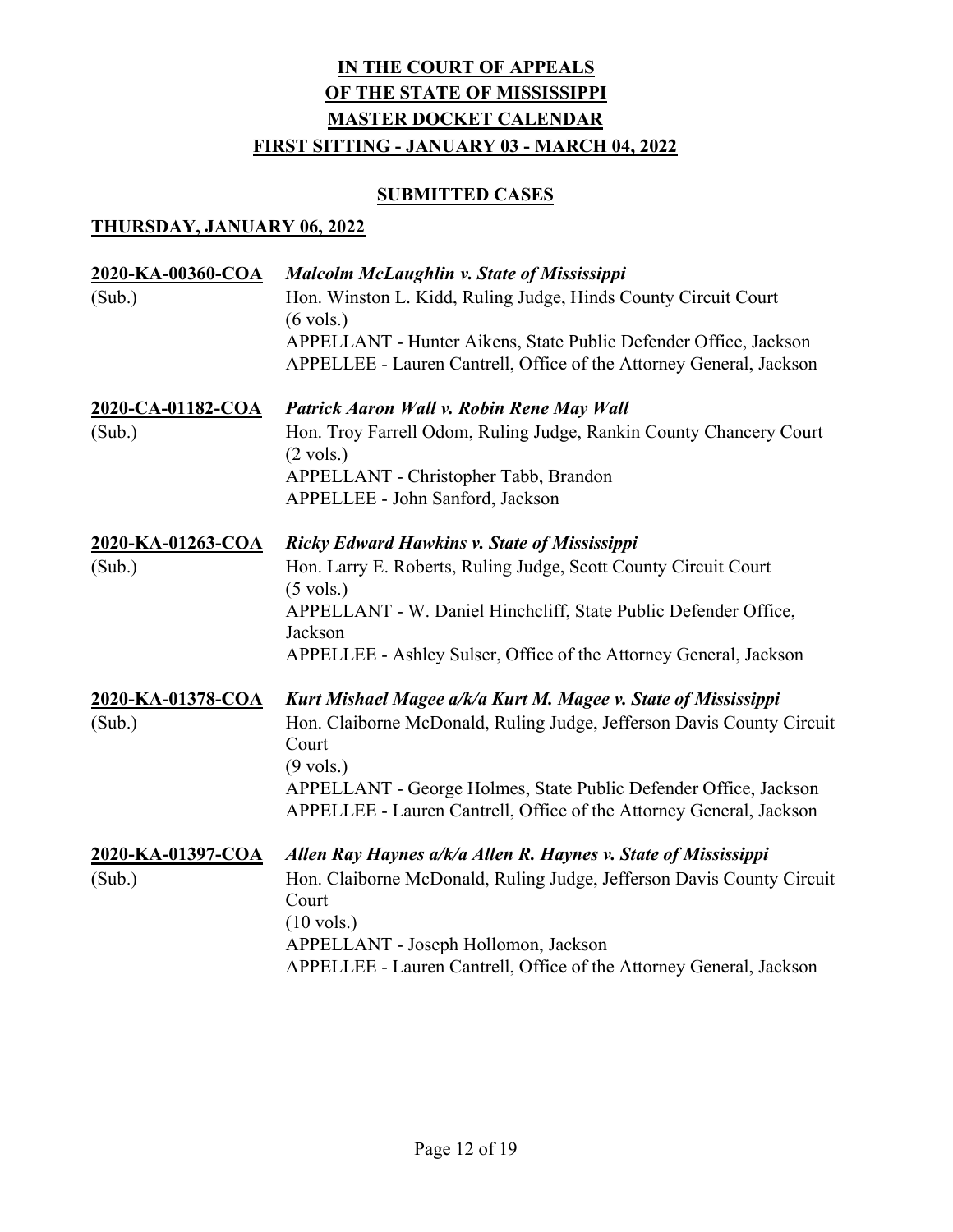# IN THE COURT OF APPEALS OF THE STATE OF MISSISSIPPI MASTER DOCKET CALENDAR FIRST SITTING - JANUARY 03 - MARCH 04, 2022

## SUBMITTED CASES

### THURSDAY, JANUARY 06, 2022

**2020-KA-00360-COA** (Sub.)
***Malcolm McLaughlin v. State of Mississippi***
Hon. Winston L. Kidd, Ruling Judge, Hinds County Circuit Court
(6 vols.)
APPELLANT - Hunter Aikens, State Public Defender Office, Jackson
APPELLEE - Lauren Cantrell, Office of the Attorney General, Jackson

**2020-CA-01182-COA** (Sub.)
***Patrick Aaron Wall v. Robin Rene May Wall***
Hon. Troy Farrell Odom, Ruling Judge, Rankin County Chancery Court
(2 vols.)
APPELLANT - Christopher Tabb, Brandon
APPELLEE - John Sanford, Jackson

**2020-KA-01263-COA** (Sub.)
***Ricky Edward Hawkins v. State of Mississippi***
Hon. Larry E. Roberts, Ruling Judge, Scott County Circuit Court
(5 vols.)
APPELLANT - W. Daniel Hinchcliff, State Public Defender Office, Jackson
APPELLEE - Ashley Sulser, Office of the Attorney General, Jackson

**2020-KA-01378-COA** (Sub.)
***Kurt Mishael Magee a/k/a Kurt M. Magee v. State of Mississippi***
Hon. Claiborne McDonald, Ruling Judge, Jefferson Davis County Circuit Court
(9 vols.)
APPELLANT - George Holmes, State Public Defender Office, Jackson
APPELLEE - Lauren Cantrell, Office of the Attorney General, Jackson

**2020-KA-01397-COA** (Sub.)
***Allen Ray Haynes a/k/a Allen R. Haynes v. State of Mississippi***
Hon. Claiborne McDonald, Ruling Judge, Jefferson Davis County Circuit Court
(10 vols.)
APPELLANT - Joseph Hollomon, Jackson
APPELLEE - Lauren Cantrell, Office of the Attorney General, Jackson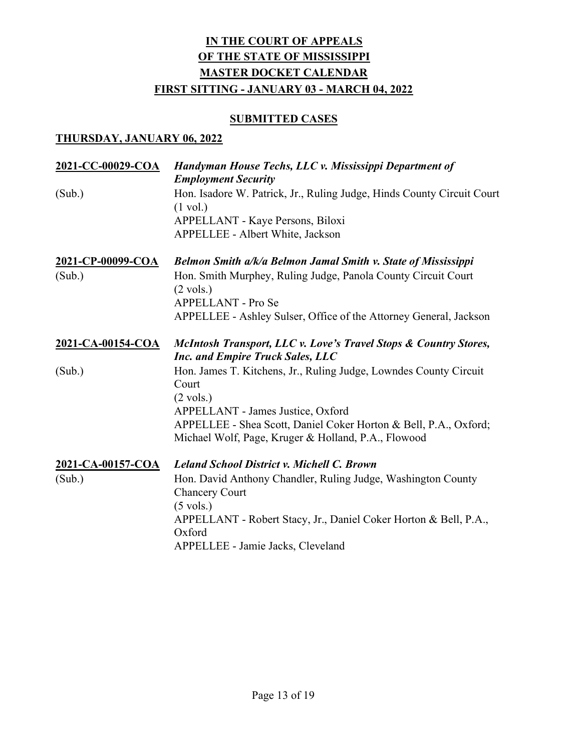# IN THE COURT OF APPEALS
# OF THE STATE OF MISSISSIPPI
# MASTER DOCKET CALENDAR
# FIRST SITTING - JANUARY 03 - MARCH 04, 2022

## SUBMITTED CASES

### THURSDAY, JANUARY 06, 2022

**2021-CC-00029-COA** *Handyman House Techs, LLC v. Mississippi Department of Employment Security*

(Sub.) Hon. Isadore W. Patrick, Jr., Ruling Judge, Hinds County Circuit Court
(1 vol.)
APPELLANT - Kaye Persons, Biloxi
APPELLEE - Albert White, Jackson

**2021-CP-00099-COA** *Belmon Smith a/k/a Belmon Jamal Smith v. State of Mississippi*

(Sub.) Hon. Smith Murphey, Ruling Judge, Panola County Circuit Court
(2 vols.)
APPELLANT - Pro Se
APPELLEE - Ashley Sulser, Office of the Attorney General, Jackson

**2021-CA-00154-COA** *McIntosh Transport, LLC v. Love's Travel Stops & Country Stores, Inc. and Empire Truck Sales, LLC*

(Sub.) Hon. James T. Kitchens, Jr., Ruling Judge, Lowndes County Circuit Court
(2 vols.)
APPELLANT - James Justice, Oxford
APPELLEE - Shea Scott, Daniel Coker Horton & Bell, P.A., Oxford; Michael Wolf, Page, Kruger & Holland, P.A., Flowood

**2021-CA-00157-COA** *Leland School District v. Michell C. Brown*

(Sub.) Hon. David Anthony Chandler, Ruling Judge, Washington County Chancery Court
(5 vols.)
APPELLANT - Robert Stacy, Jr., Daniel Coker Horton & Bell, P.A., Oxford
APPELLEE - Jamie Jacks, Cleveland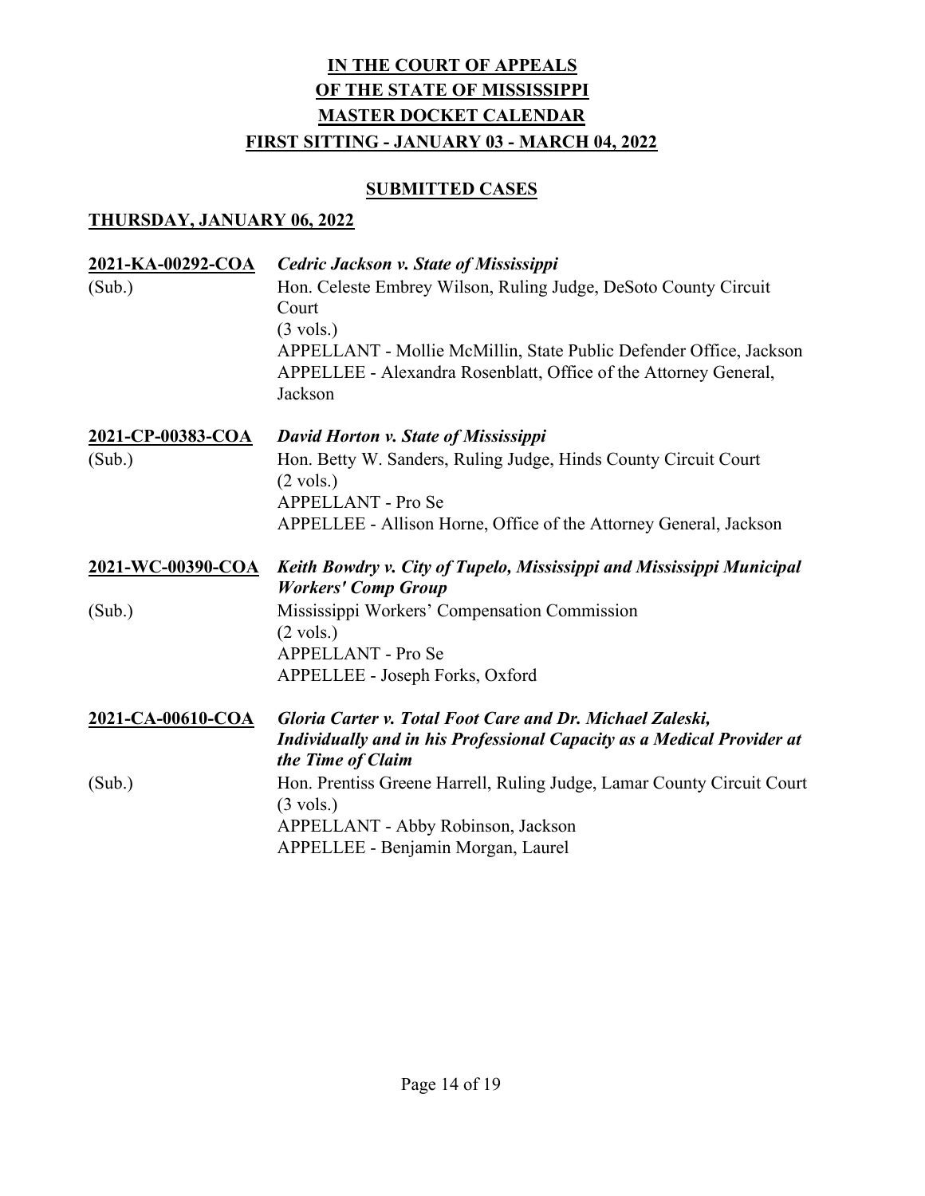# IN THE COURT OF APPEALS OF THE STATE OF MISSISSIPPI MASTER DOCKET CALENDAR FIRST SITTING - JANUARY 03 - MARCH 04, 2022

## SUBMITTED CASES

### THURSDAY, JANUARY 06, 2022

**2021-KA-00292-COA** ***Cedric Jackson v. State of Mississippi***

(Sub.)
Hon. Celeste Embrey Wilson, Ruling Judge, DeSoto County Circuit Court
(3 vols.)
APPELLANT - Mollie McMillin, State Public Defender Office, Jackson
APPELLEE - Alexandra Rosenblatt, Office of the Attorney General, Jackson

**2021-CP-00383-COA** ***David Horton v. State of Mississippi***

(Sub.)
Hon. Betty W. Sanders, Ruling Judge, Hinds County Circuit Court
(2 vols.)
APPELLANT - Pro Se
APPELLEE - Allison Horne, Office of the Attorney General, Jackson

**2021-WC-00390-COA** ***Keith Bowdry v. City of Tupelo, Mississippi and Mississippi Municipal Workers' Comp Group***

(Sub.)
Mississippi Workers' Compensation Commission
(2 vols.)
APPELLANT - Pro Se
APPELLEE - Joseph Forks, Oxford

**2021-CA-00610-COA** ***Gloria Carter v. Total Foot Care and Dr. Michael Zaleski, Individually and in his Professional Capacity as a Medical Provider at the Time of Claim***

(Sub.)
Hon. Prentiss Greene Harrell, Ruling Judge, Lamar County Circuit Court
(3 vols.)
APPELLANT - Abby Robinson, Jackson
APPELLEE - Benjamin Morgan, Laurel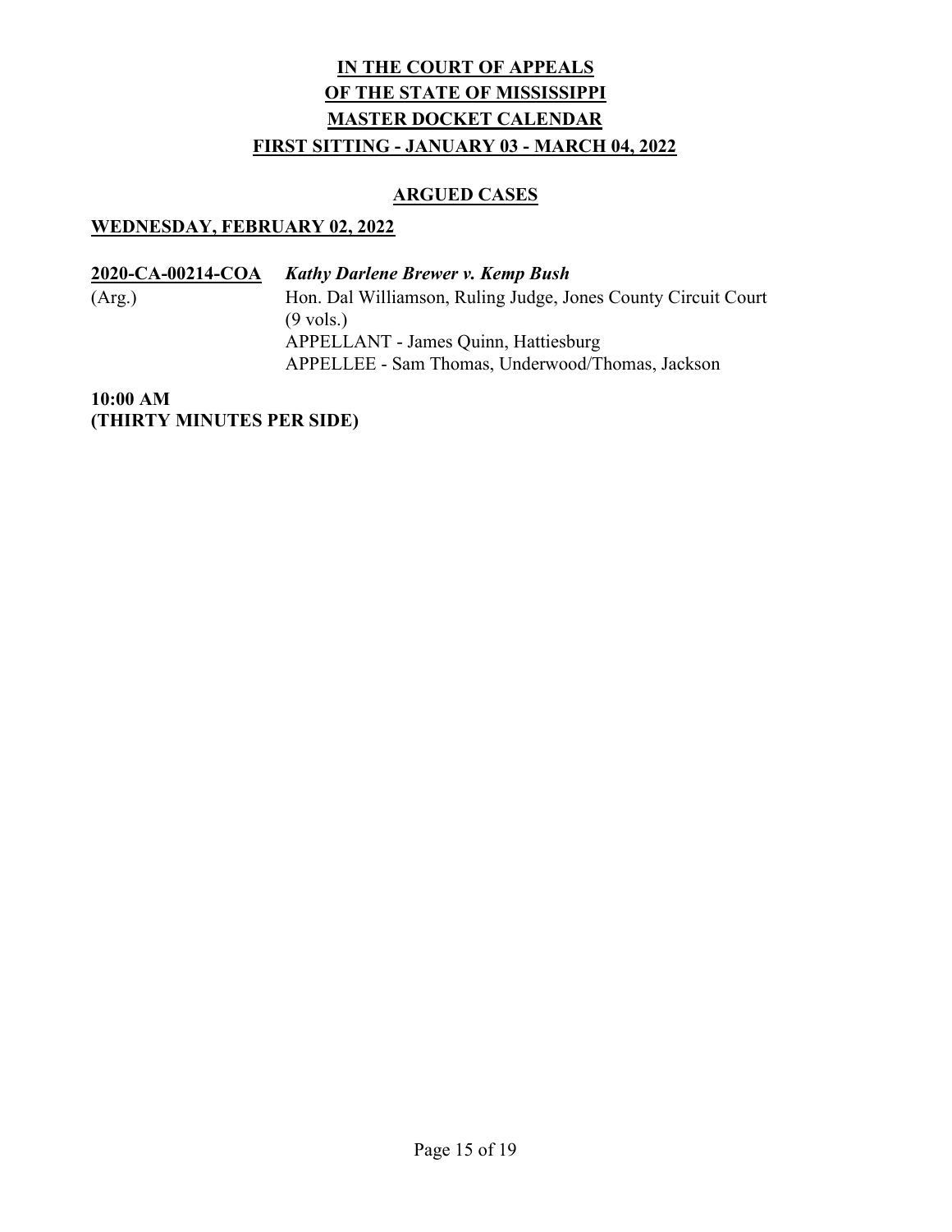# IN THE COURT OF APPEALS
# OF THE STATE OF MISSISSIPPI
# MASTER DOCKET CALENDAR
# FIRST SITTING - JANUARY 03 - MARCH 04, 2022

## ARGUED CASES

### WEDNESDAY, FEBRUARY 02, 2022

**2020-CA-00214-COA** ***Kathy Darlene Brewer v. Kemp Bush***
(Arg.)
Hon. Dal Williamson, Ruling Judge, Jones County Circuit Court
(9 vols.)
APPELLANT - James Quinn, Hattiesburg
APPELLEE - Sam Thomas, Underwood/Thomas, Jackson

**10:00 AM**
**(THIRTY MINUTES PER SIDE)**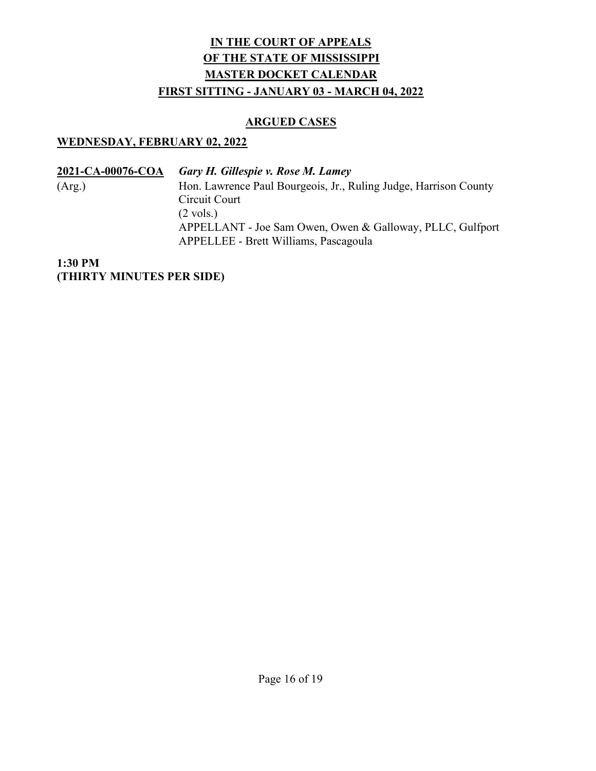# IN THE COURT OF APPEALS
# OF THE STATE OF MISSISSIPPI
# MASTER DOCKET CALENDAR
## FIRST SITTING - JANUARY 03 - MARCH 04, 2022

### ARGUED CASES

### WEDNESDAY, FEBRUARY 02, 2022

**2021-CA-00076-COA** *Gary H. Gillespie v. Rose M. Lamey*
(Arg.)
Hon. Lawrence Paul Bourgeois, Jr., Ruling Judge, Harrison County Circuit Court
(2 vols.)
APPELLANT - Joe Sam Owen, Owen & Galloway, PLLC, Gulfport
APPELLEE - Brett Williams, Pascagoula

**1:30 PM**
**(THIRTY MINUTES PER SIDE)**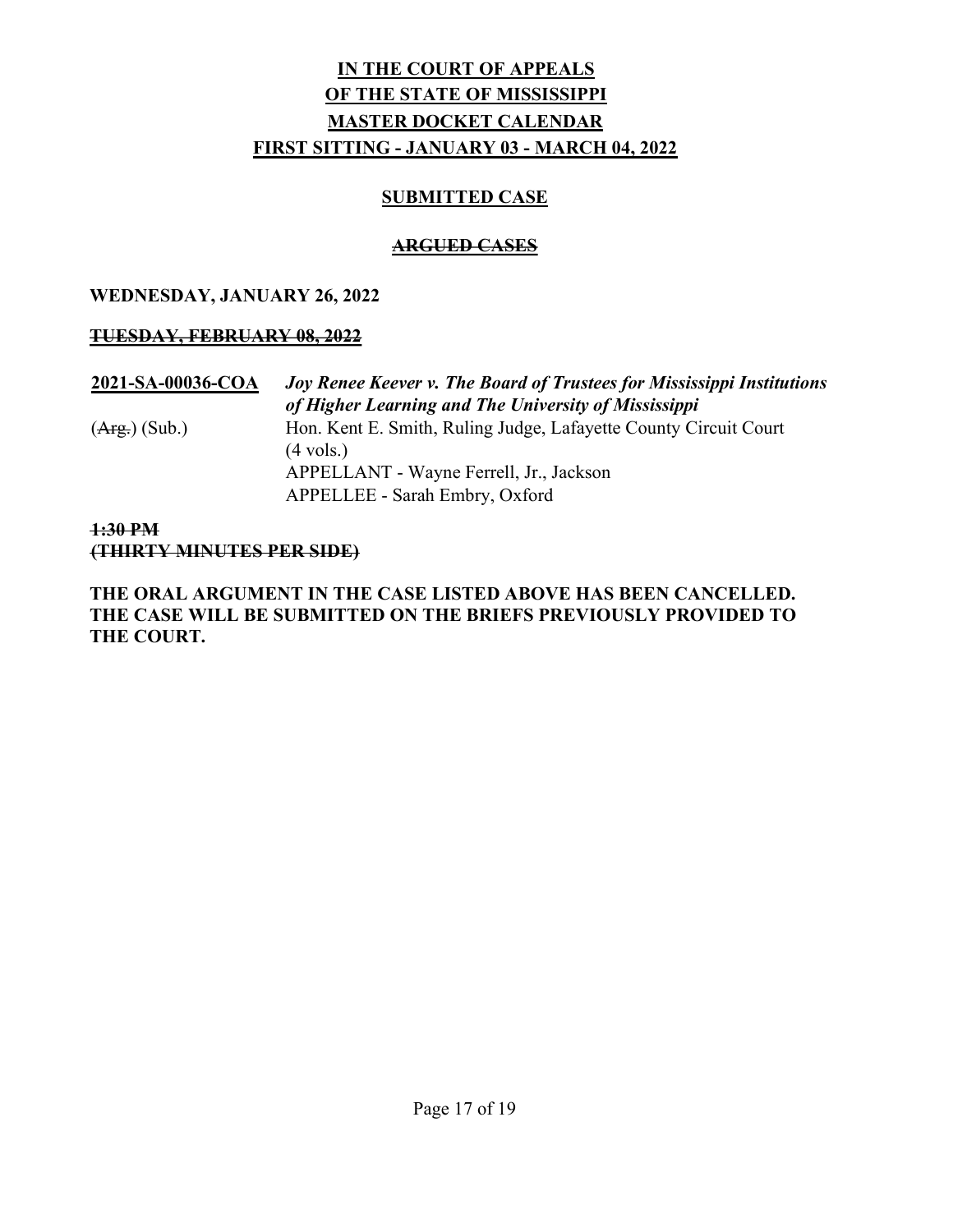**IN THE COURT OF APPEALS**
**OF THE STATE OF MISSISSIPPI**
**MASTER DOCKET CALENDAR**
**FIRST SITTING - JANUARY 03 - MARCH 04, 2022**

**SUBMITTED CASE**

**~~ARGUED CASES~~**

**WEDNESDAY, JANUARY 26, 2022**

**~~TUESDAY, FEBRUARY 08, 2022~~**

**2021-SA-00036-COA** ***Joy Renee Keever v. The Board of Trustees for Mississippi Institutions of Higher Learning and The University of Mississippi***

(~~Arg.~~) (Sub.)

Hon. Kent E. Smith, Ruling Judge, Lafayette County Circuit Court
(4 vols.)
APPELLANT - Wayne Ferrell, Jr., Jackson
APPELLEE - Sarah Embry, Oxford

**~~1:30 PM~~**
**~~(THIRTY MINUTES PER SIDE)~~**

**THE ORAL ARGUMENT IN THE CASE LISTED ABOVE HAS BEEN CANCELLED. THE CASE WILL BE SUBMITTED ON THE BRIEFS PREVIOUSLY PROVIDED TO THE COURT.**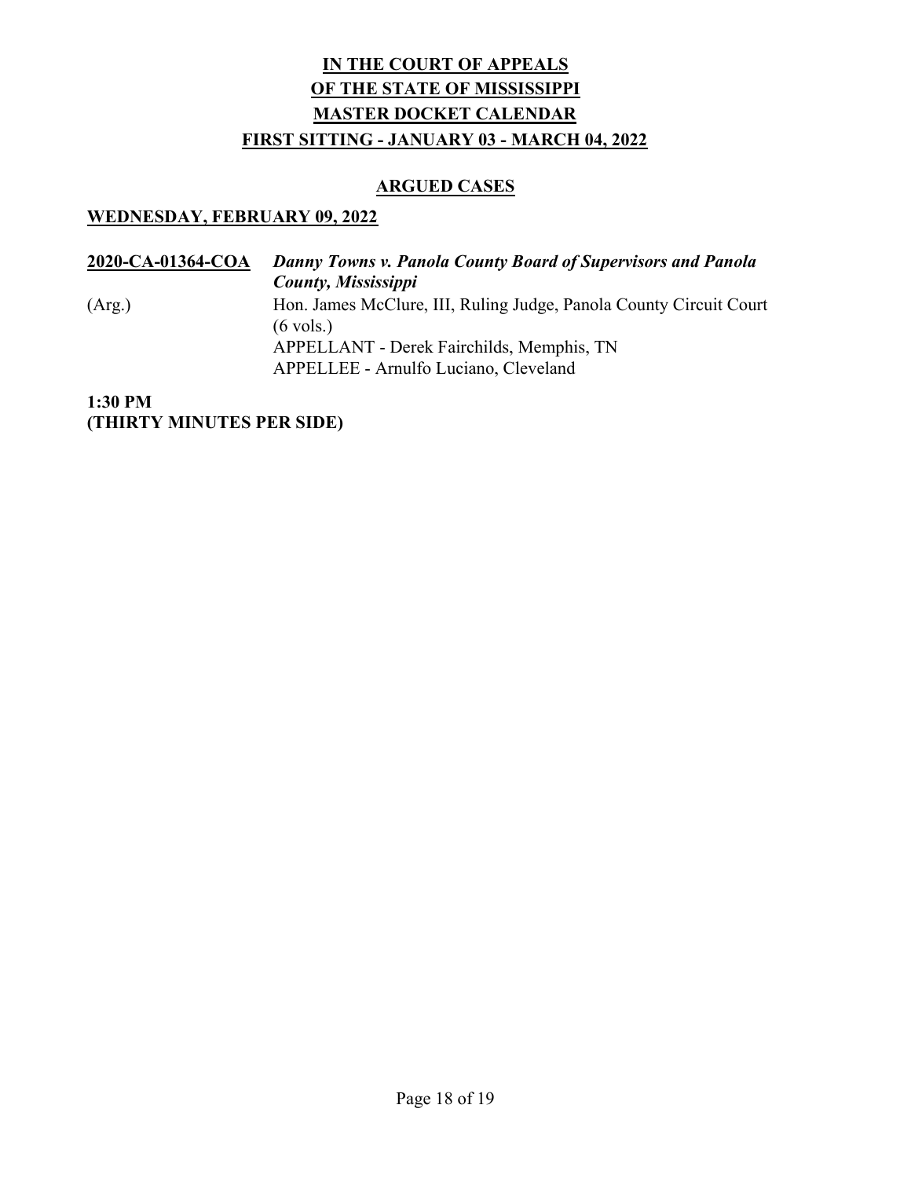# IN THE COURT OF APPEALS
# OF THE STATE OF MISSISSIPPI
# MASTER DOCKET CALENDAR
# FIRST SITTING - JANUARY 03 - MARCH 04, 2022

## ARGUED CASES

### WEDNESDAY, FEBRUARY 09, 2022

**2020-CA-01364-COA** ***Danny Towns v. Panola County Board of Supervisors and Panola County, Mississippi***

(Arg.) Hon. James McClure, III, Ruling Judge, Panola County Circuit Court (6 vols.)
APPELLANT - Derek Fairchilds, Memphis, TN
APPELLEE - Arnulfo Luciano, Cleveland

**1:30 PM**
**(THIRTY MINUTES PER SIDE)**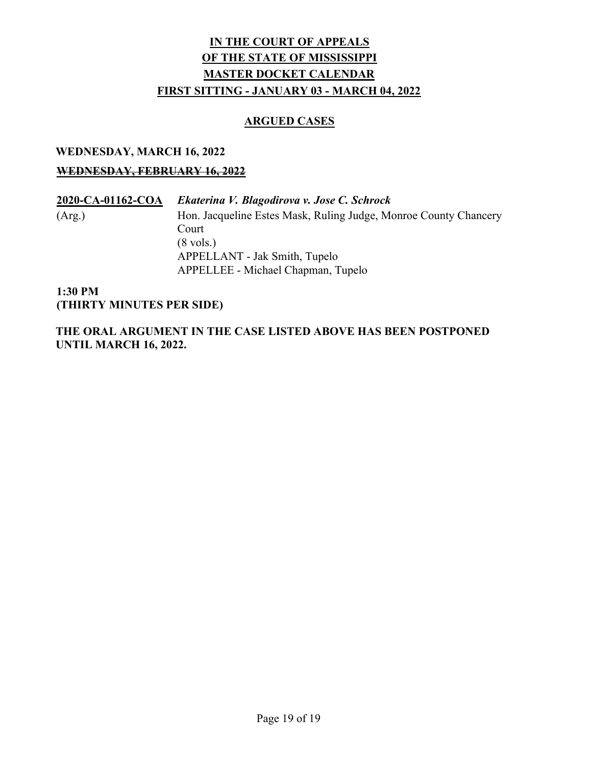# IN THE COURT OF APPEALS
# OF THE STATE OF MISSISSIPPI
# MASTER DOCKET CALENDAR
## FIRST SITTING - JANUARY 03 - MARCH 04, 2022

## ARGUED CASES

**WEDNESDAY, MARCH 16, 2022**

**~~WEDNESDAY, FEBRUARY 16, 2022~~**

**2020-CA-01162-COA** *Ekaterina V. Blagodirova v. Jose C. Schrock*

(Arg.)

Hon. Jacqueline Estes Mask, Ruling Judge, Monroe County Chancery Court

(8 vols.)

APPELLANT - Jak Smith, Tupelo

APPELLEE - Michael Chapman, Tupelo

**1:30 PM**
**(THIRTY MINUTES PER SIDE)**

**THE ORAL ARGUMENT IN THE CASE LISTED ABOVE HAS BEEN POSTPONED UNTIL MARCH 16, 2022.**